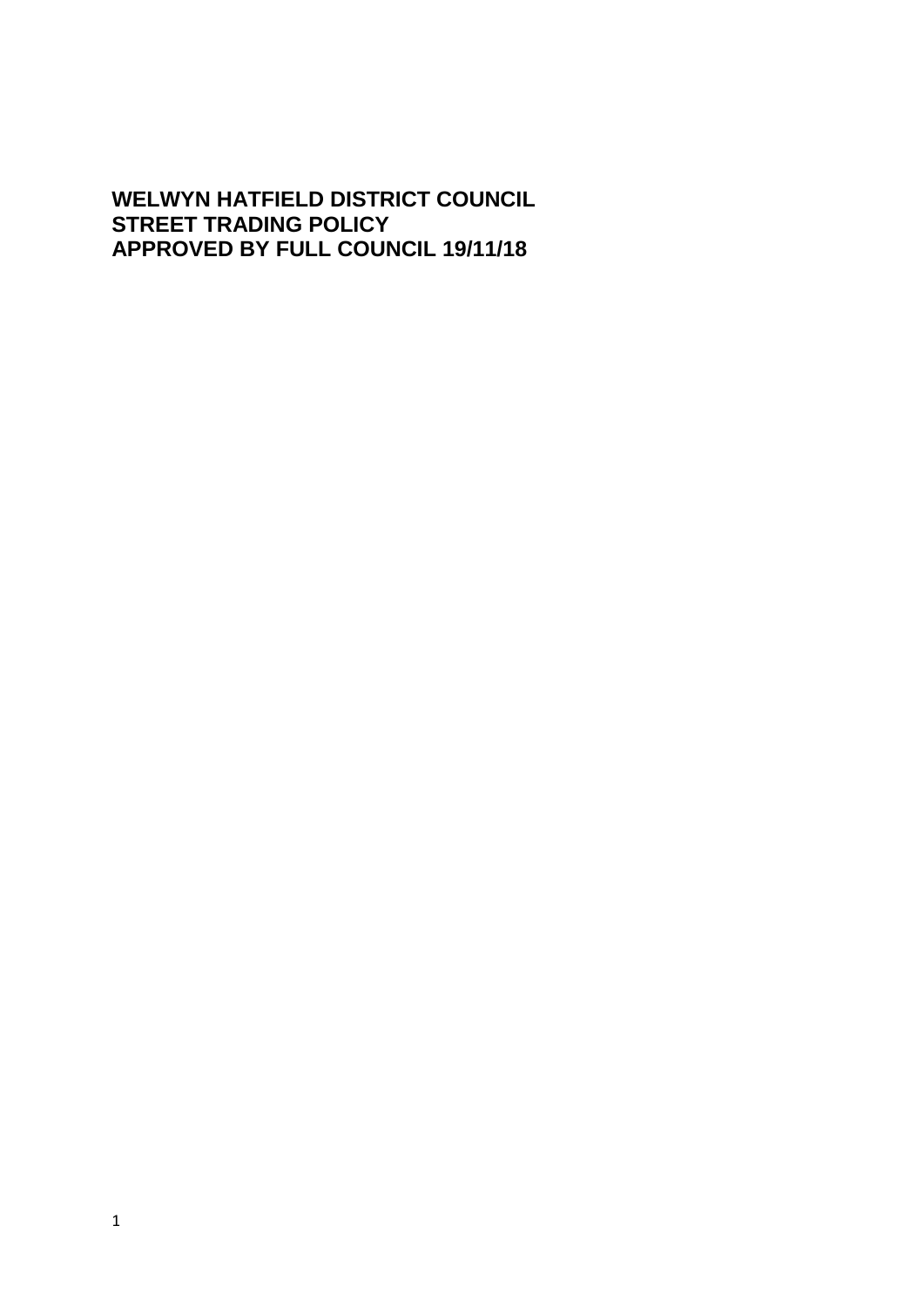**WELWYN HATFIELD DISTRICT COUNCIL**
**STREET TRADING POLICY**
**APPROVED BY FULL COUNCIL 19/11/18**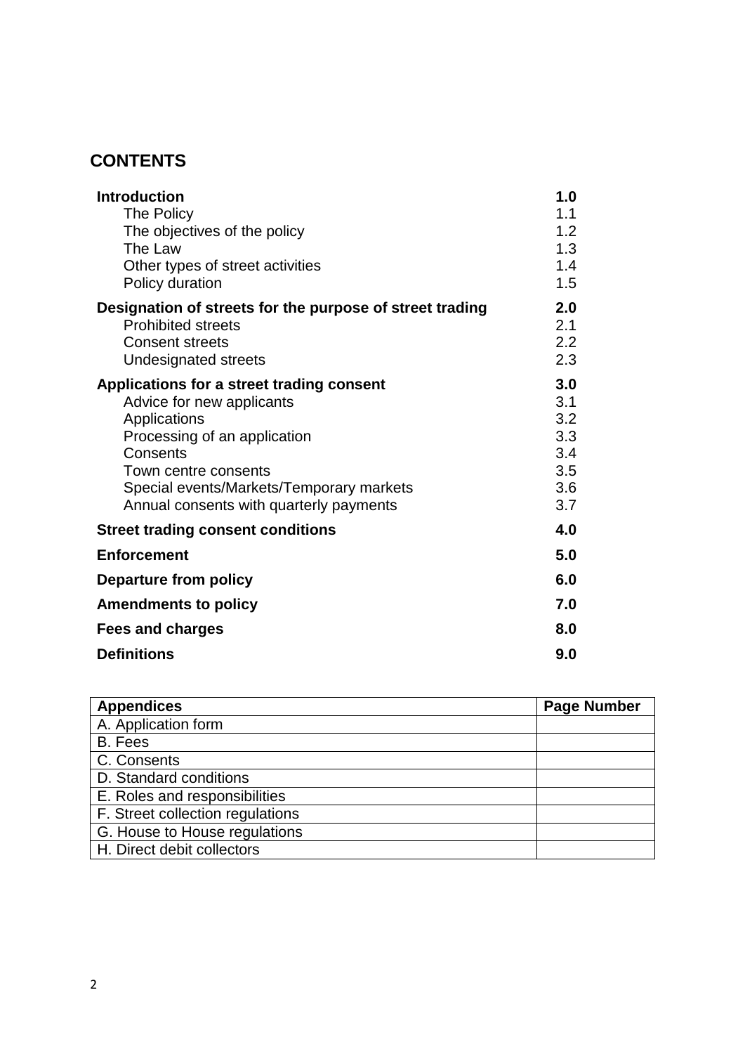## CONTENTS

| | |
|---|---|
| **Introduction** | **1.0** |
| The Policy | 1.1 |
| The objectives of the policy | 1.2 |
| The Law | 1.3 |
| Other types of street activities | 1.4 |
| Policy duration | 1.5 |
| **Designation of streets for the purpose of street trading** | **2.0** |
| Prohibited streets | 2.1 |
| Consent streets | 2.2 |
| Undesignated streets | 2.3 |
| **Applications for a street trading consent** | **3.0** |
| Advice for new applicants | 3.1 |
| Applications | 3.2 |
| Processing of an application | 3.3 |
| Consents | 3.4 |
| Town centre consents | 3.5 |
| Special events/Markets/Temporary markets | 3.6 |
| Annual consents with quarterly payments | 3.7 |
| **Street trading consent conditions** | **4.0** |
| **Enforcement** | **5.0** |
| **Departure from policy** | **6.0** |
| **Amendments to policy** | **7.0** |
| **Fees and charges** | **8.0** |
| **Definitions** | **9.0** |

| Appendices | Page Number |
|---|---|
| A. Application form | |
| B. Fees | |
| C. Consents | |
| D. Standard conditions | |
| E. Roles and responsibilities | |
| F. Street collection regulations | |
| G. House to House regulations | |
| H. Direct debit collectors | |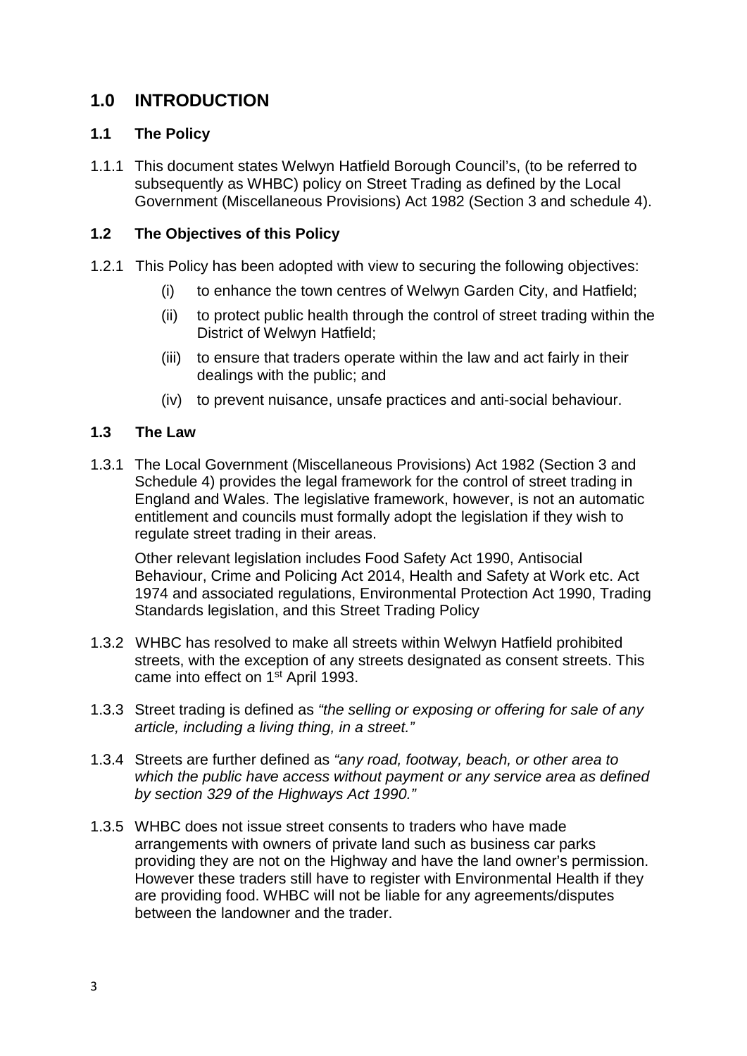# 1.0 INTRODUCTION

## 1.1 The Policy

1.1.1 This document states Welwyn Hatfield Borough Council's, (to be referred to subsequently as WHBC) policy on Street Trading as defined by the Local Government (Miscellaneous Provisions) Act 1982 (Section 3 and schedule 4).

## 1.2 The Objectives of this Policy

1.2.1 This Policy has been adopted with view to securing the following objectives:

- (i) to enhance the town centres of Welwyn Garden City, and Hatfield;
- (ii) to protect public health through the control of street trading within the District of Welwyn Hatfield;
- (iii) to ensure that traders operate within the law and act fairly in their dealings with the public; and
- (iv) to prevent nuisance, unsafe practices and anti-social behaviour.

## 1.3 The Law

1.3.1 The Local Government (Miscellaneous Provisions) Act 1982 (Section 3 and Schedule 4) provides the legal framework for the control of street trading in England and Wales. The legislative framework, however, is not an automatic entitlement and councils must formally adopt the legislation if they wish to regulate street trading in their areas.

Other relevant legislation includes Food Safety Act 1990, Antisocial Behaviour, Crime and Policing Act 2014, Health and Safety at Work etc. Act 1974 and associated regulations, Environmental Protection Act 1990, Trading Standards legislation, and this Street Trading Policy

1.3.2 WHBC has resolved to make all streets within Welwyn Hatfield prohibited streets, with the exception of any streets designated as consent streets. This came into effect on 1st April 1993.

1.3.3 Street trading is defined as *"the selling or exposing or offering for sale of any article, including a living thing, in a street."*

1.3.4 Streets are further defined as *"any road, footway, beach, or other area to which the public have access without payment or any service area as defined by section 329 of the Highways Act 1990."*

1.3.5 WHBC does not issue street consents to traders who have made arrangements with owners of private land such as business car parks providing they are not on the Highway and have the land owner's permission. However these traders still have to register with Environmental Health if they are providing food. WHBC will not be liable for any agreements/disputes between the landowner and the trader.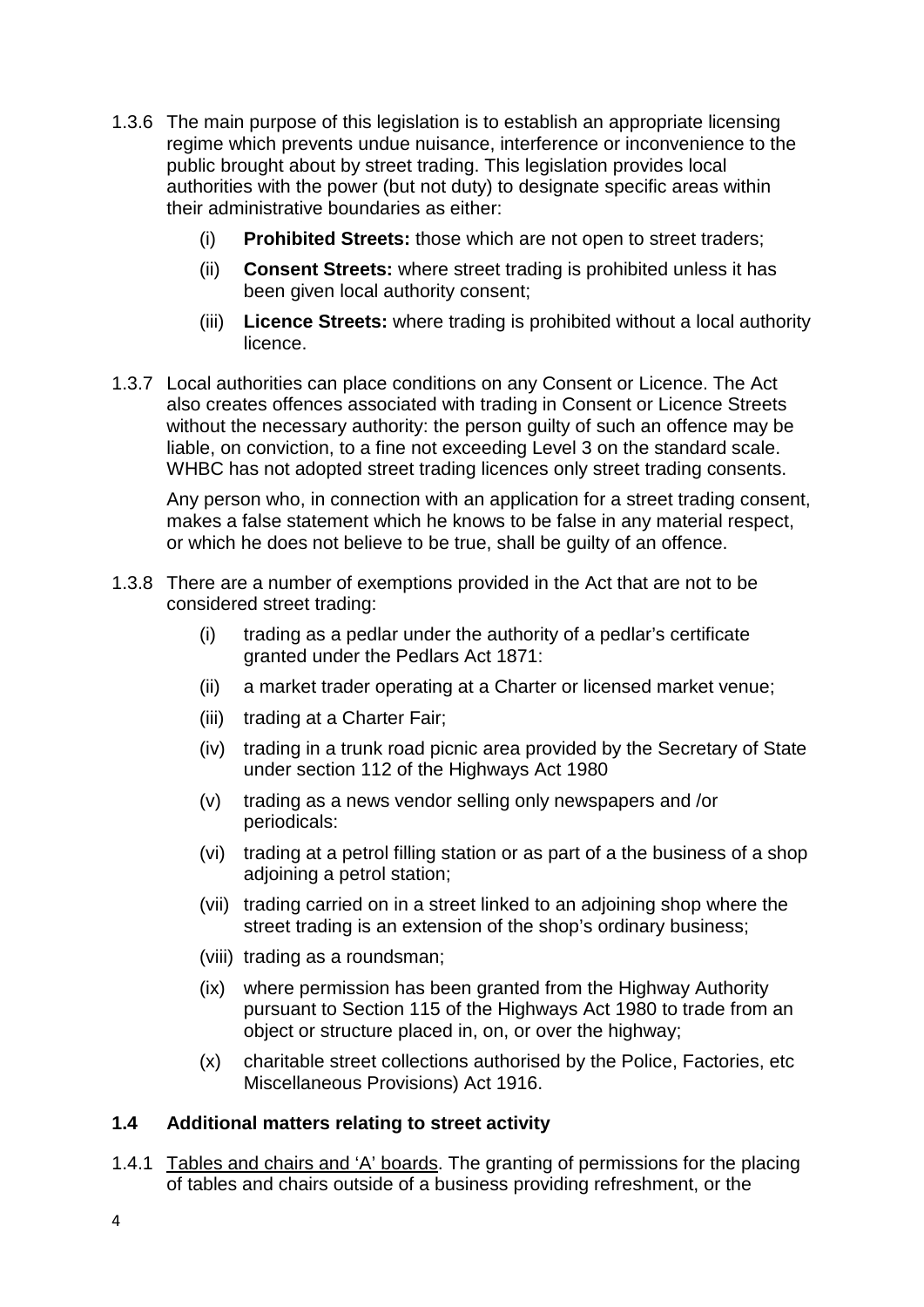1.3.6 The main purpose of this legislation is to establish an appropriate licensing regime which prevents undue nuisance, interference or inconvenience to the public brought about by street trading. This legislation provides local authorities with the power (but not duty) to designate specific areas within their administrative boundaries as either:

   (i) **Prohibited Streets:** those which are not open to street traders;

   (ii) **Consent Streets:** where street trading is prohibited unless it has been given local authority consent;

   (iii) **Licence Streets:** where trading is prohibited without a local authority licence.

1.3.7 Local authorities can place conditions on any Consent or Licence. The Act also creates offences associated with trading in Consent or Licence Streets without the necessary authority: the person guilty of such an offence may be liable, on conviction, to a fine not exceeding Level 3 on the standard scale. WHBC has not adopted street trading licences only street trading consents.

Any person who, in connection with an application for a street trading consent, makes a false statement which he knows to be false in any material respect, or which he does not believe to be true, shall be guilty of an offence.

1.3.8 There are a number of exemptions provided in the Act that are not to be considered street trading:

   (i) trading as a pedlar under the authority of a pedlar's certificate granted under the Pedlars Act 1871:

   (ii) a market trader operating at a Charter or licensed market venue;

   (iii) trading at a Charter Fair;

   (iv) trading in a trunk road picnic area provided by the Secretary of State under section 112 of the Highways Act 1980

   (v) trading as a news vendor selling only newspapers and /or periodicals:

   (vi) trading at a petrol filling station or as part of a the business of a shop adjoining a petrol station;

   (vii) trading carried on in a street linked to an adjoining shop where the street trading is an extension of the shop's ordinary business;

   (viii) trading as a roundsman;

   (ix) where permission has been granted from the Highway Authority pursuant to Section 115 of the Highways Act 1980 to trade from an object or structure placed in, on, or over the highway;

   (x) charitable street collections authorised by the Police, Factories, etc Miscellaneous Provisions) Act 1916.

### 1.4 Additional matters relating to street activity

1.4.1 Tables and chairs and 'A' boards. The granting of permissions for the placing of tables and chairs outside of a business providing refreshment, or the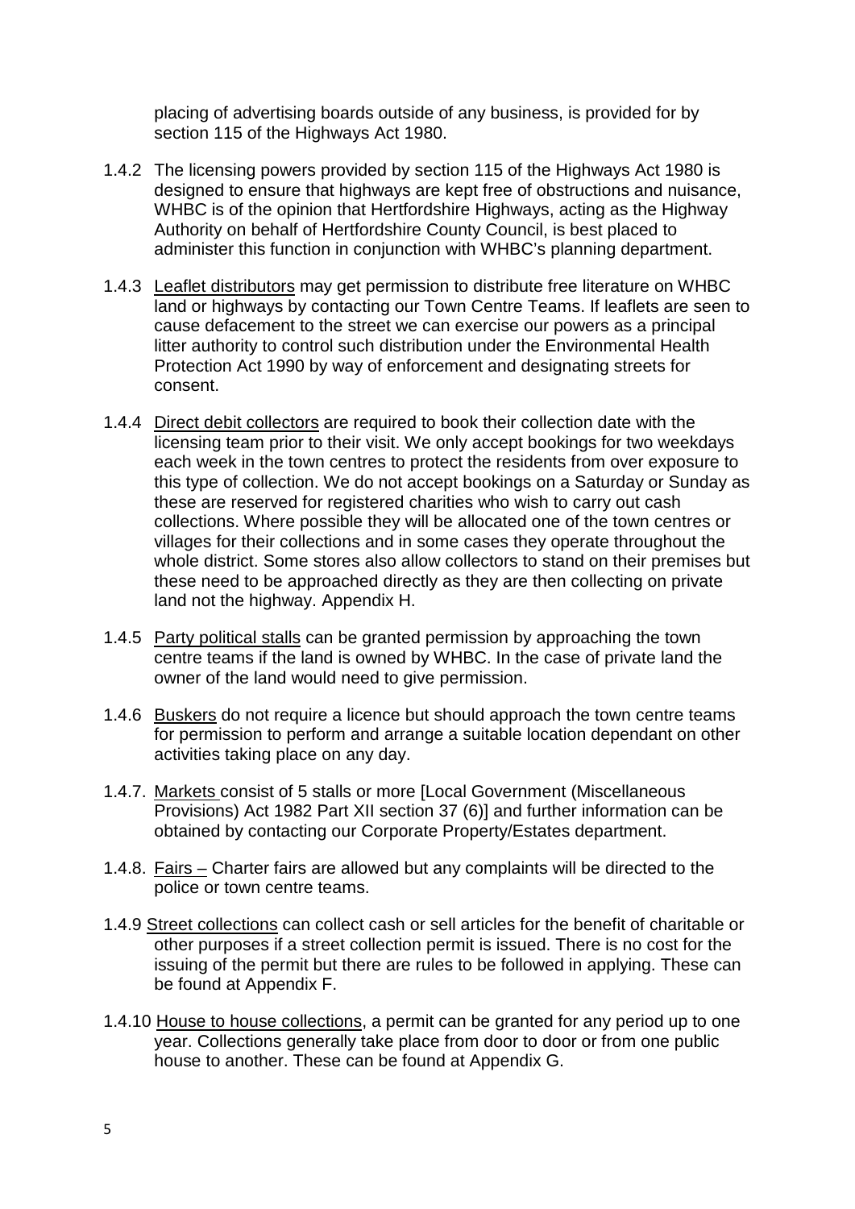placing of advertising boards outside of any business, is provided for by section 115 of the Highways Act 1980.

1.4.2 The licensing powers provided by section 115 of the Highways Act 1980 is designed to ensure that highways are kept free of obstructions and nuisance, WHBC is of the opinion that Hertfordshire Highways, acting as the Highway Authority on behalf of Hertfordshire County Council, is best placed to administer this function in conjunction with WHBC's planning department.

1.4.3 Leaflet distributors may get permission to distribute free literature on WHBC land or highways by contacting our Town Centre Teams. If leaflets are seen to cause defacement to the street we can exercise our powers as a principal litter authority to control such distribution under the Environmental Health Protection Act 1990 by way of enforcement and designating streets for consent.

1.4.4 Direct debit collectors are required to book their collection date with the licensing team prior to their visit. We only accept bookings for two weekdays each week in the town centres to protect the residents from over exposure to this type of collection. We do not accept bookings on a Saturday or Sunday as these are reserved for registered charities who wish to carry out cash collections. Where possible they will be allocated one of the town centres or villages for their collections and in some cases they operate throughout the whole district. Some stores also allow collectors to stand on their premises but these need to be approached directly as they are then collecting on private land not the highway. Appendix H.

1.4.5 Party political stalls can be granted permission by approaching the town centre teams if the land is owned by WHBC. In the case of private land the owner of the land would need to give permission.

1.4.6 Buskers do not require a licence but should approach the town centre teams for permission to perform and arrange a suitable location dependant on other activities taking place on any day.

1.4.7. Markets consist of 5 stalls or more [Local Government (Miscellaneous Provisions) Act 1982 Part XII section 37 (6)] and further information can be obtained by contacting our Corporate Property/Estates department.

1.4.8. Fairs – Charter fairs are allowed but any complaints will be directed to the police or town centre teams.

1.4.9 Street collections can collect cash or sell articles for the benefit of charitable or other purposes if a street collection permit is issued. There is no cost for the issuing of the permit but there are rules to be followed in applying. These can be found at Appendix F.

1.4.10 House to house collections, a permit can be granted for any period up to one year. Collections generally take place from door to door or from one public house to another. These can be found at Appendix G.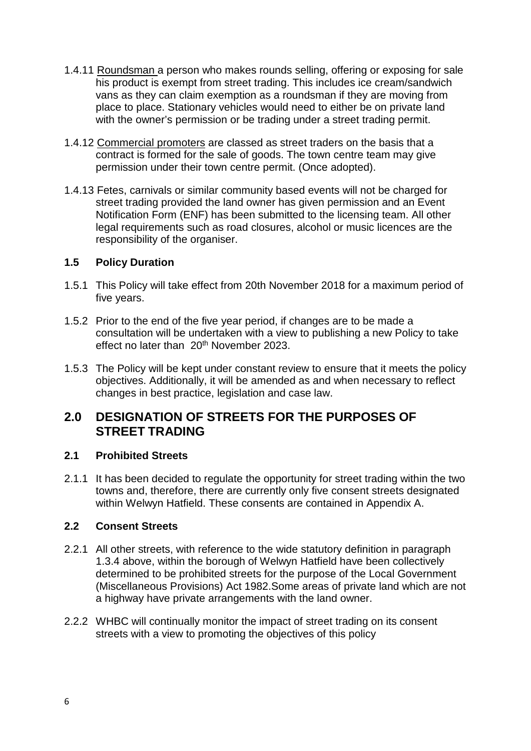1.4.11 Roundsman a person who makes rounds selling, offering or exposing for sale his product is exempt from street trading. This includes ice cream/sandwich vans as they can claim exemption as a roundsman if they are moving from place to place. Stationary vehicles would need to either be on private land with the owner's permission or be trading under a street trading permit.

1.4.12 Commercial promoters are classed as street traders on the basis that a contract is formed for the sale of goods. The town centre team may give permission under their town centre permit. (Once adopted).

1.4.13 Fetes, carnivals or similar community based events will not be charged for street trading provided the land owner has given permission and an Event Notification Form (ENF) has been submitted to the licensing team. All other legal requirements such as road closures, alcohol or music licences are the responsibility of the organiser.

### 1.5 Policy Duration

1.5.1 This Policy will take effect from 20th November 2018 for a maximum period of five years.

1.5.2 Prior to the end of the five year period, if changes are to be made a consultation will be undertaken with a view to publishing a new Policy to take effect no later than 20th November 2023.

1.5.3 The Policy will be kept under constant review to ensure that it meets the policy objectives. Additionally, it will be amended as and when necessary to reflect changes in best practice, legislation and case law.

## 2.0 DESIGNATION OF STREETS FOR THE PURPOSES OF STREET TRADING

### 2.1 Prohibited Streets

2.1.1 It has been decided to regulate the opportunity for street trading within the two towns and, therefore, there are currently only five consent streets designated within Welwyn Hatfield. These consents are contained in Appendix A.

### 2.2 Consent Streets

2.2.1 All other streets, with reference to the wide statutory definition in paragraph 1.3.4 above, within the borough of Welwyn Hatfield have been collectively determined to be prohibited streets for the purpose of the Local Government (Miscellaneous Provisions) Act 1982.Some areas of private land which are not a highway have private arrangements with the land owner.

2.2.2 WHBC will continually monitor the impact of street trading on its consent streets with a view to promoting the objectives of this policy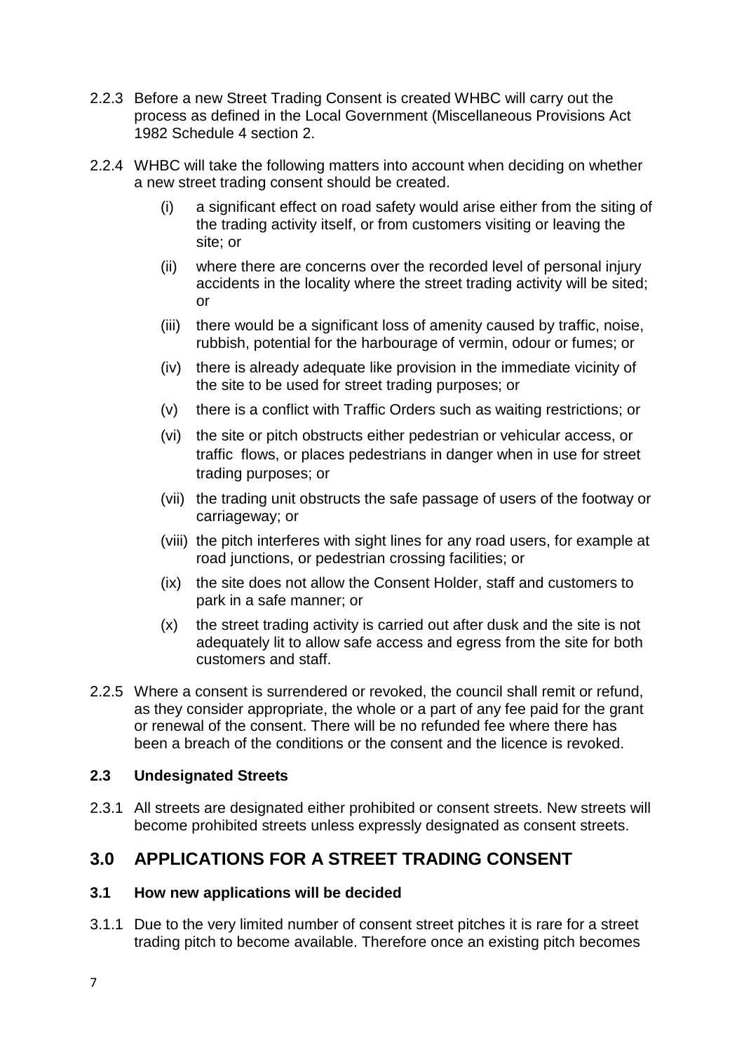2.2.3 Before a new Street Trading Consent is created WHBC will carry out the process as defined in the Local Government (Miscellaneous Provisions Act 1982 Schedule 4 section 2.

2.2.4 WHBC will take the following matters into account when deciding on whether a new street trading consent should be created.

- (i) a significant effect on road safety would arise either from the siting of the trading activity itself, or from customers visiting or leaving the site; or
- (ii) where there are concerns over the recorded level of personal injury accidents in the locality where the street trading activity will be sited; or
- (iii) there would be a significant loss of amenity caused by traffic, noise, rubbish, potential for the harbourage of vermin, odour or fumes; or
- (iv) there is already adequate like provision in the immediate vicinity of the site to be used for street trading purposes; or
- (v) there is a conflict with Traffic Orders such as waiting restrictions; or
- (vi) the site or pitch obstructs either pedestrian or vehicular access, or traffic flows, or places pedestrians in danger when in use for street trading purposes; or
- (vii) the trading unit obstructs the safe passage of users of the footway or carriageway; or
- (viii) the pitch interferes with sight lines for any road users, for example at road junctions, or pedestrian crossing facilities; or
- (ix) the site does not allow the Consent Holder, staff and customers to park in a safe manner; or
- (x) the street trading activity is carried out after dusk and the site is not adequately lit to allow safe access and egress from the site for both customers and staff.

2.2.5 Where a consent is surrendered or revoked, the council shall remit or refund, as they consider appropriate, the whole or a part of any fee paid for the grant or renewal of the consent. There will be no refunded fee where there has been a breach of the conditions or the consent and the licence is revoked.

### 2.3 Undesignated Streets

2.3.1 All streets are designated either prohibited or consent streets. New streets will become prohibited streets unless expressly designated as consent streets.

## 3.0 APPLICATIONS FOR A STREET TRADING CONSENT

### 3.1 How new applications will be decided

3.1.1 Due to the very limited number of consent street pitches it is rare for a street trading pitch to become available. Therefore once an existing pitch becomes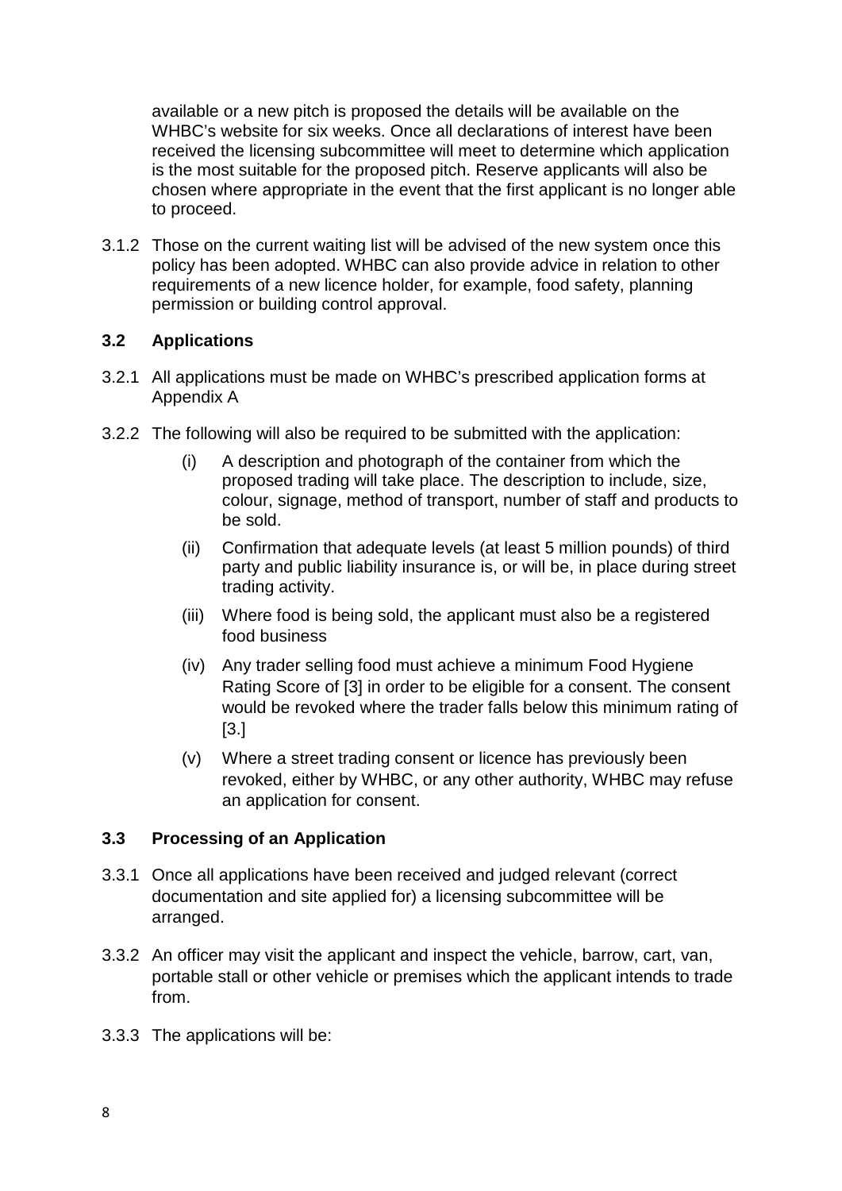available or a new pitch is proposed the details will be available on the WHBC's website for six weeks. Once all declarations of interest have been received the licensing subcommittee will meet to determine which application is the most suitable for the proposed pitch. Reserve applicants will also be chosen where appropriate in the event that the first applicant is no longer able to proceed.

3.1.2 Those on the current waiting list will be advised of the new system once this policy has been adopted. WHBC can also provide advice in relation to other requirements of a new licence holder, for example, food safety, planning permission or building control approval.

### 3.2 Applications

3.2.1 All applications must be made on WHBC's prescribed application forms at Appendix A

3.2.2 The following will also be required to be submitted with the application:

(i) A description and photograph of the container from which the proposed trading will take place. The description to include, size, colour, signage, method of transport, number of staff and products to be sold.

(ii) Confirmation that adequate levels (at least 5 million pounds) of third party and public liability insurance is, or will be, in place during street trading activity.

(iii) Where food is being sold, the applicant must also be a registered food business

(iv) Any trader selling food must achieve a minimum Food Hygiene Rating Score of [3] in order to be eligible for a consent. The consent would be revoked where the trader falls below this minimum rating of [3.]

(v) Where a street trading consent or licence has previously been revoked, either by WHBC, or any other authority, WHBC may refuse an application for consent.

### 3.3 Processing of an Application

3.3.1 Once all applications have been received and judged relevant (correct documentation and site applied for) a licensing subcommittee will be arranged.

3.3.2 An officer may visit the applicant and inspect the vehicle, barrow, cart, van, portable stall or other vehicle or premises which the applicant intends to trade from.

3.3.3 The applications will be: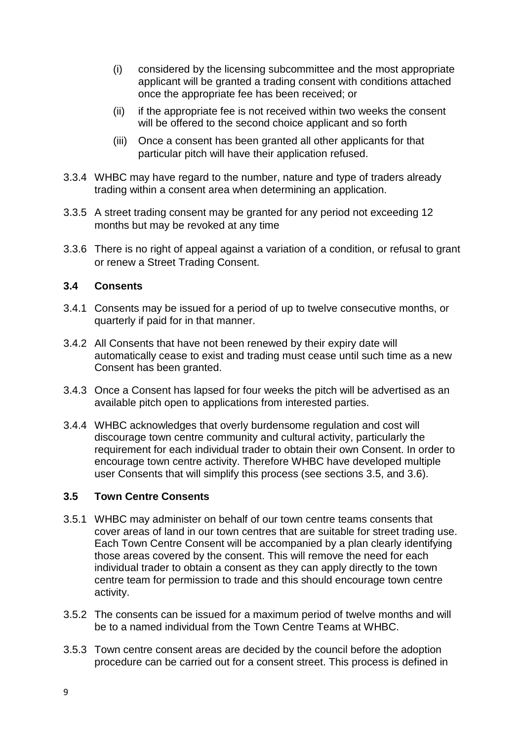(i) considered by the licensing subcommittee and the most appropriate applicant will be granted a trading consent with conditions attached once the appropriate fee has been received; or

(ii) if the appropriate fee is not received within two weeks the consent will be offered to the second choice applicant and so forth

(iii) Once a consent has been granted all other applicants for that particular pitch will have their application refused.

3.3.4 WHBC may have regard to the number, nature and type of traders already trading within a consent area when determining an application.

3.3.5 A street trading consent may be granted for any period not exceeding 12 months but may be revoked at any time

3.3.6 There is no right of appeal against a variation of a condition, or refusal to grant or renew a Street Trading Consent.

### 3.4 Consents

3.4.1 Consents may be issued for a period of up to twelve consecutive months, or quarterly if paid for in that manner.

3.4.2 All Consents that have not been renewed by their expiry date will automatically cease to exist and trading must cease until such time as a new Consent has been granted.

3.4.3 Once a Consent has lapsed for four weeks the pitch will be advertised as an available pitch open to applications from interested parties.

3.4.4 WHBC acknowledges that overly burdensome regulation and cost will discourage town centre community and cultural activity, particularly the requirement for each individual trader to obtain their own Consent. In order to encourage town centre activity. Therefore WHBC have developed multiple user Consents that will simplify this process (see sections 3.5, and 3.6).

### 3.5 Town Centre Consents

3.5.1 WHBC may administer on behalf of our town centre teams consents that cover areas of land in our town centres that are suitable for street trading use. Each Town Centre Consent will be accompanied by a plan clearly identifying those areas covered by the consent. This will remove the need for each individual trader to obtain a consent as they can apply directly to the town centre team for permission to trade and this should encourage town centre activity.

3.5.2 The consents can be issued for a maximum period of twelve months and will be to a named individual from the Town Centre Teams at WHBC.

3.5.3 Town centre consent areas are decided by the council before the adoption procedure can be carried out for a consent street. This process is defined in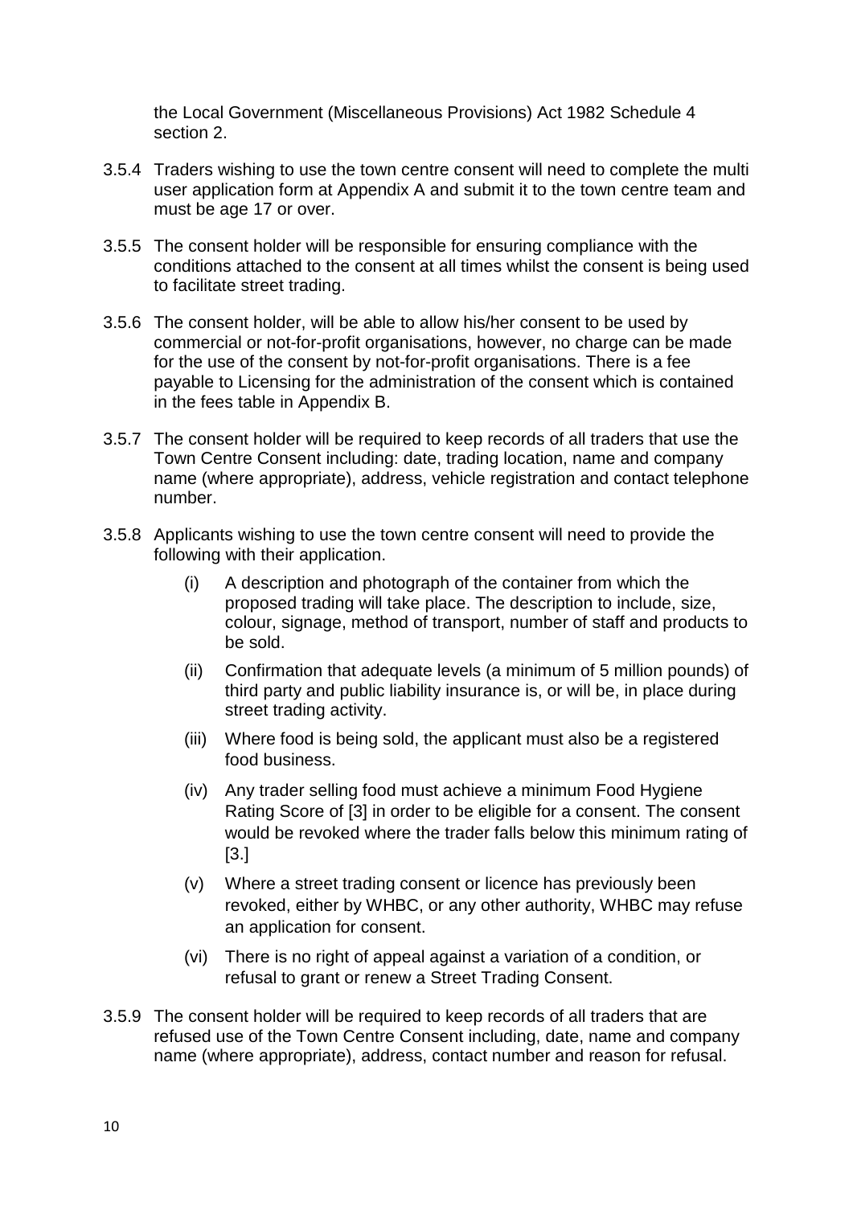the Local Government (Miscellaneous Provisions) Act 1982 Schedule 4 section 2.

3.5.4 Traders wishing to use the town centre consent will need to complete the multi user application form at Appendix A and submit it to the town centre team and must be age 17 or over.

3.5.5 The consent holder will be responsible for ensuring compliance with the conditions attached to the consent at all times whilst the consent is being used to facilitate street trading.

3.5.6 The consent holder, will be able to allow his/her consent to be used by commercial or not-for-profit organisations, however, no charge can be made for the use of the consent by not-for-profit organisations. There is a fee payable to Licensing for the administration of the consent which is contained in the fees table in Appendix B.

3.5.7 The consent holder will be required to keep records of all traders that use the Town Centre Consent including: date, trading location, name and company name (where appropriate), address, vehicle registration and contact telephone number.

3.5.8 Applicants wishing to use the town centre consent will need to provide the following with their application.

- (i) A description and photograph of the container from which the proposed trading will take place. The description to include, size, colour, signage, method of transport, number of staff and products to be sold.
- (ii) Confirmation that adequate levels (a minimum of 5 million pounds) of third party and public liability insurance is, or will be, in place during street trading activity.
- (iii) Where food is being sold, the applicant must also be a registered food business.
- (iv) Any trader selling food must achieve a minimum Food Hygiene Rating Score of [3] in order to be eligible for a consent. The consent would be revoked where the trader falls below this minimum rating of [3.]
- (v) Where a street trading consent or licence has previously been revoked, either by WHBC, or any other authority, WHBC may refuse an application for consent.
- (vi) There is no right of appeal against a variation of a condition, or refusal to grant or renew a Street Trading Consent.

3.5.9 The consent holder will be required to keep records of all traders that are refused use of the Town Centre Consent including, date, name and company name (where appropriate), address, contact number and reason for refusal.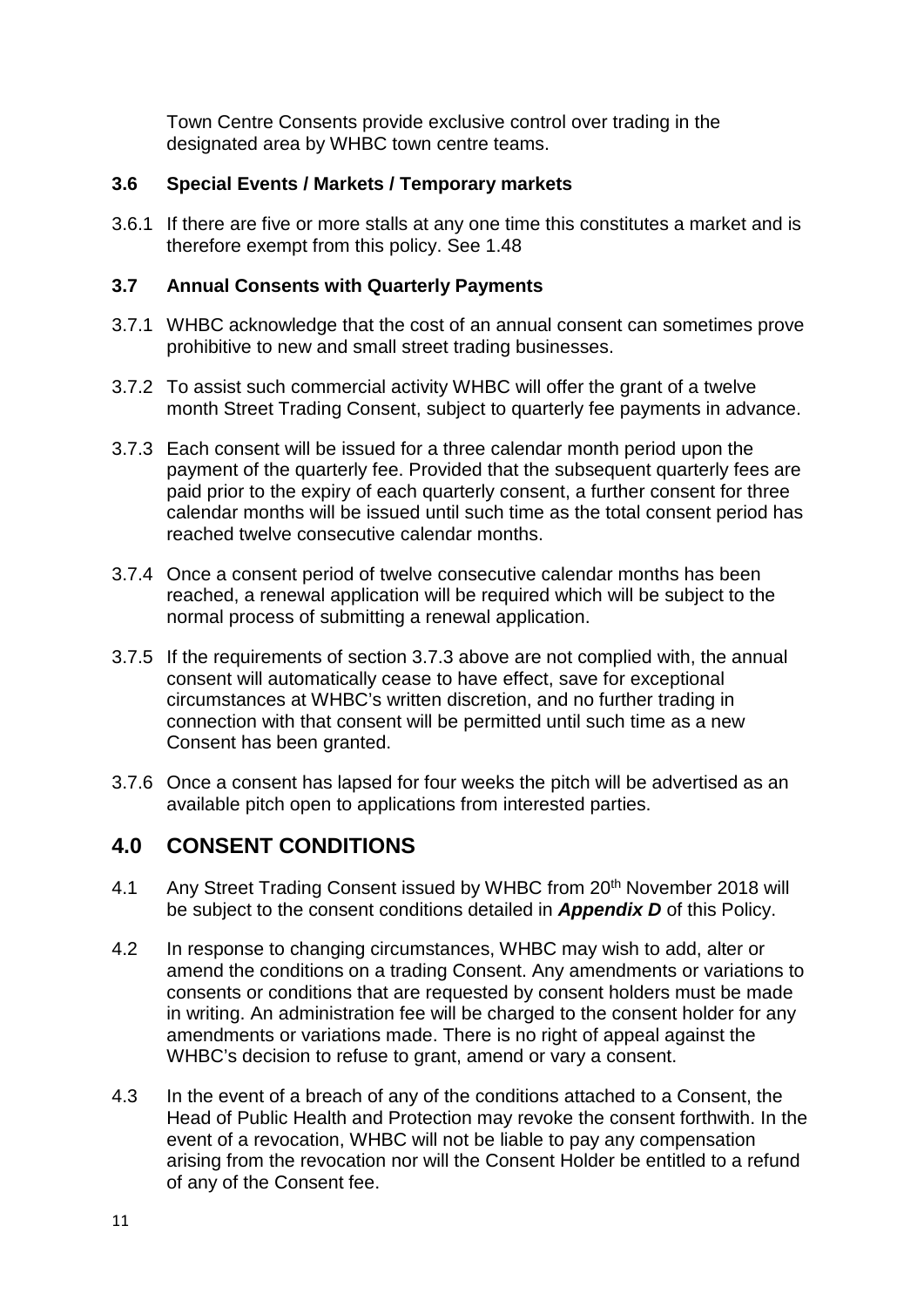Town Centre Consents provide exclusive control over trading in the designated area by WHBC town centre teams.

### 3.6 Special Events / Markets / Temporary markets

3.6.1 If there are five or more stalls at any one time this constitutes a market and is therefore exempt from this policy. See 1.48

### 3.7 Annual Consents with Quarterly Payments

3.7.1 WHBC acknowledge that the cost of an annual consent can sometimes prove prohibitive to new and small street trading businesses.

3.7.2 To assist such commercial activity WHBC will offer the grant of a twelve month Street Trading Consent, subject to quarterly fee payments in advance.

3.7.3 Each consent will be issued for a three calendar month period upon the payment of the quarterly fee. Provided that the subsequent quarterly fees are paid prior to the expiry of each quarterly consent, a further consent for three calendar months will be issued until such time as the total consent period has reached twelve consecutive calendar months.

3.7.4 Once a consent period of twelve consecutive calendar months has been reached, a renewal application will be required which will be subject to the normal process of submitting a renewal application.

3.7.5 If the requirements of section 3.7.3 above are not complied with, the annual consent will automatically cease to have effect, save for exceptional circumstances at WHBC's written discretion, and no further trading in connection with that consent will be permitted until such time as a new Consent has been granted.

3.7.6 Once a consent has lapsed for four weeks the pitch will be advertised as an available pitch open to applications from interested parties.

## 4.0 CONSENT CONDITIONS

4.1 Any Street Trading Consent issued by WHBC from 20th November 2018 will be subject to the consent conditions detailed in ***Appendix D*** of this Policy.

4.2 In response to changing circumstances, WHBC may wish to add, alter or amend the conditions on a trading Consent. Any amendments or variations to consents or conditions that are requested by consent holders must be made in writing. An administration fee will be charged to the consent holder for any amendments or variations made. There is no right of appeal against the WHBC's decision to refuse to grant, amend or vary a consent.

4.3 In the event of a breach of any of the conditions attached to a Consent, the Head of Public Health and Protection may revoke the consent forthwith. In the event of a revocation, WHBC will not be liable to pay any compensation arising from the revocation nor will the Consent Holder be entitled to a refund of any of the Consent fee.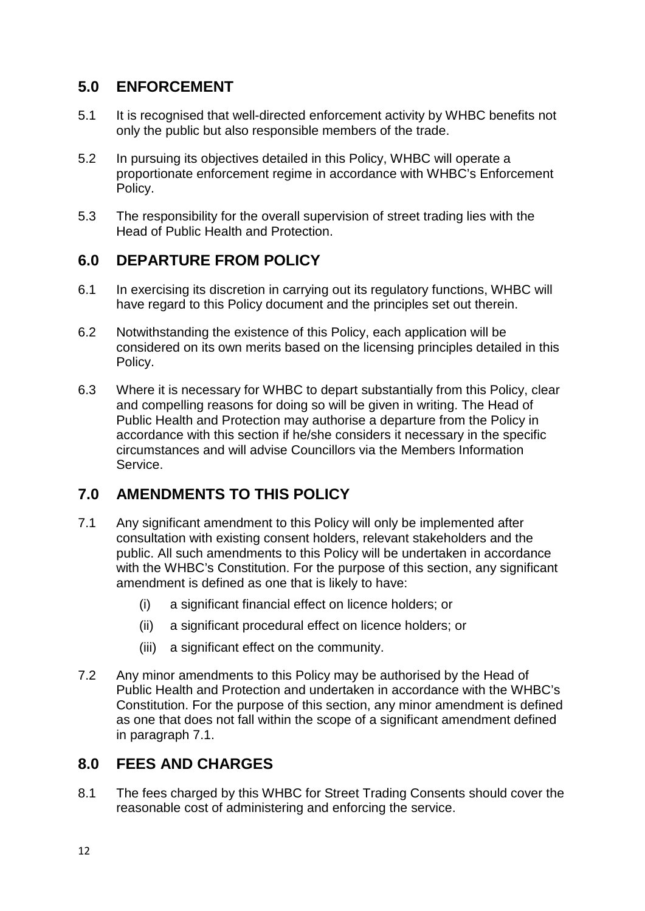## 5.0 ENFORCEMENT

5.1 It is recognised that well-directed enforcement activity by WHBC benefits not only the public but also responsible members of the trade.

5.2 In pursuing its objectives detailed in this Policy, WHBC will operate a proportionate enforcement regime in accordance with WHBC's Enforcement Policy.

5.3 The responsibility for the overall supervision of street trading lies with the Head of Public Health and Protection.

## 6.0 DEPARTURE FROM POLICY

6.1 In exercising its discretion in carrying out its regulatory functions, WHBC will have regard to this Policy document and the principles set out therein.

6.2 Notwithstanding the existence of this Policy, each application will be considered on its own merits based on the licensing principles detailed in this Policy.

6.3 Where it is necessary for WHBC to depart substantially from this Policy, clear and compelling reasons for doing so will be given in writing. The Head of Public Health and Protection may authorise a departure from the Policy in accordance with this section if he/she considers it necessary in the specific circumstances and will advise Councillors via the Members Information Service.

## 7.0 AMENDMENTS TO THIS POLICY

7.1 Any significant amendment to this Policy will only be implemented after consultation with existing consent holders, relevant stakeholders and the public. All such amendments to this Policy will be undertaken in accordance with the WHBC's Constitution. For the purpose of this section, any significant amendment is defined as one that is likely to have:

   (i) a significant financial effect on licence holders; or

   (ii) a significant procedural effect on licence holders; or

   (iii) a significant effect on the community.

7.2 Any minor amendments to this Policy may be authorised by the Head of Public Health and Protection and undertaken in accordance with the WHBC's Constitution. For the purpose of this section, any minor amendment is defined as one that does not fall within the scope of a significant amendment defined in paragraph 7.1.

## 8.0 FEES AND CHARGES

8.1 The fees charged by this WHBC for Street Trading Consents should cover the reasonable cost of administering and enforcing the service.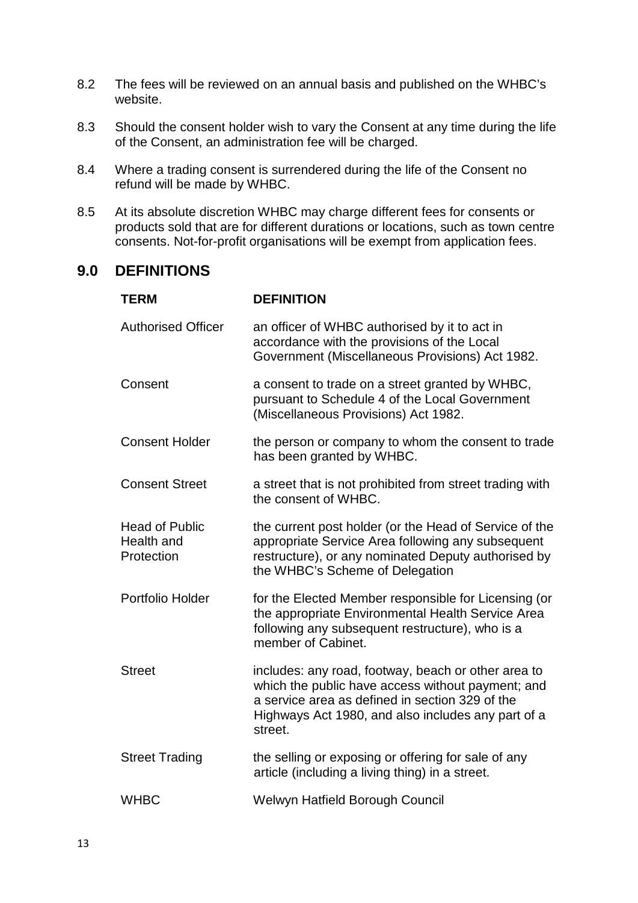8.2 The fees will be reviewed on an annual basis and published on the WHBC's website.

8.3 Should the consent holder wish to vary the Consent at any time during the life of the Consent, an administration fee will be charged.

8.4 Where a trading consent is surrendered during the life of the Consent no refund will be made by WHBC.

8.5 At its absolute discretion WHBC may charge different fees for consents or products sold that are for different durations or locations, such as town centre consents. Not-for-profit organisations will be exempt from application fees.

## 9.0 DEFINITIONS

| TERM | DEFINITION |
|---|---|
| Authorised Officer | an officer of WHBC authorised by it to act in accordance with the provisions of the Local Government (Miscellaneous Provisions) Act 1982. |
| Consent | a consent to trade on a street granted by WHBC, pursuant to Schedule 4 of the Local Government (Miscellaneous Provisions) Act 1982. |
| Consent Holder | the person or company to whom the consent to trade has been granted by WHBC. |
| Consent Street | a street that is not prohibited from street trading with the consent of WHBC. |
| Head of Public Health and Protection | the current post holder (or the Head of Service of the appropriate Service Area following any subsequent restructure), or any nominated Deputy authorised by the WHBC's Scheme of Delegation |
| Portfolio Holder | for the Elected Member responsible for Licensing (or the appropriate Environmental Health Service Area following any subsequent restructure), who is a member of Cabinet. |
| Street | includes: any road, footway, beach or other area to which the public have access without payment; and a service area as defined in section 329 of the Highways Act 1980, and also includes any part of a street. |
| Street Trading | the selling or exposing or offering for sale of any article (including a living thing) in a street. |
| WHBC | Welwyn Hatfield Borough Council |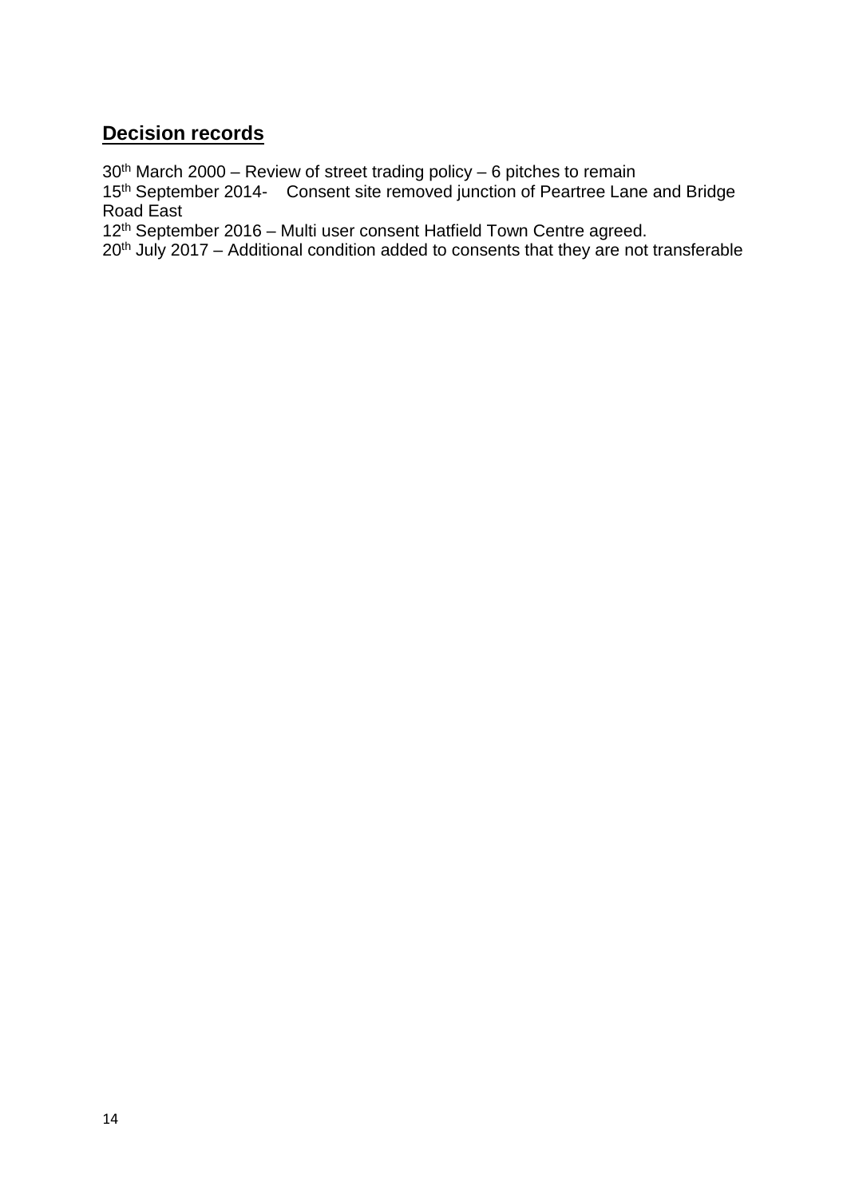## **Decision records**

30th March 2000 – Review of street trading policy – 6 pitches to remain
15th September 2014- Consent site removed junction of Peartree Lane and Bridge Road East
12th September 2016 – Multi user consent Hatfield Town Centre agreed.
20th July 2017 – Additional condition added to consents that they are not transferable